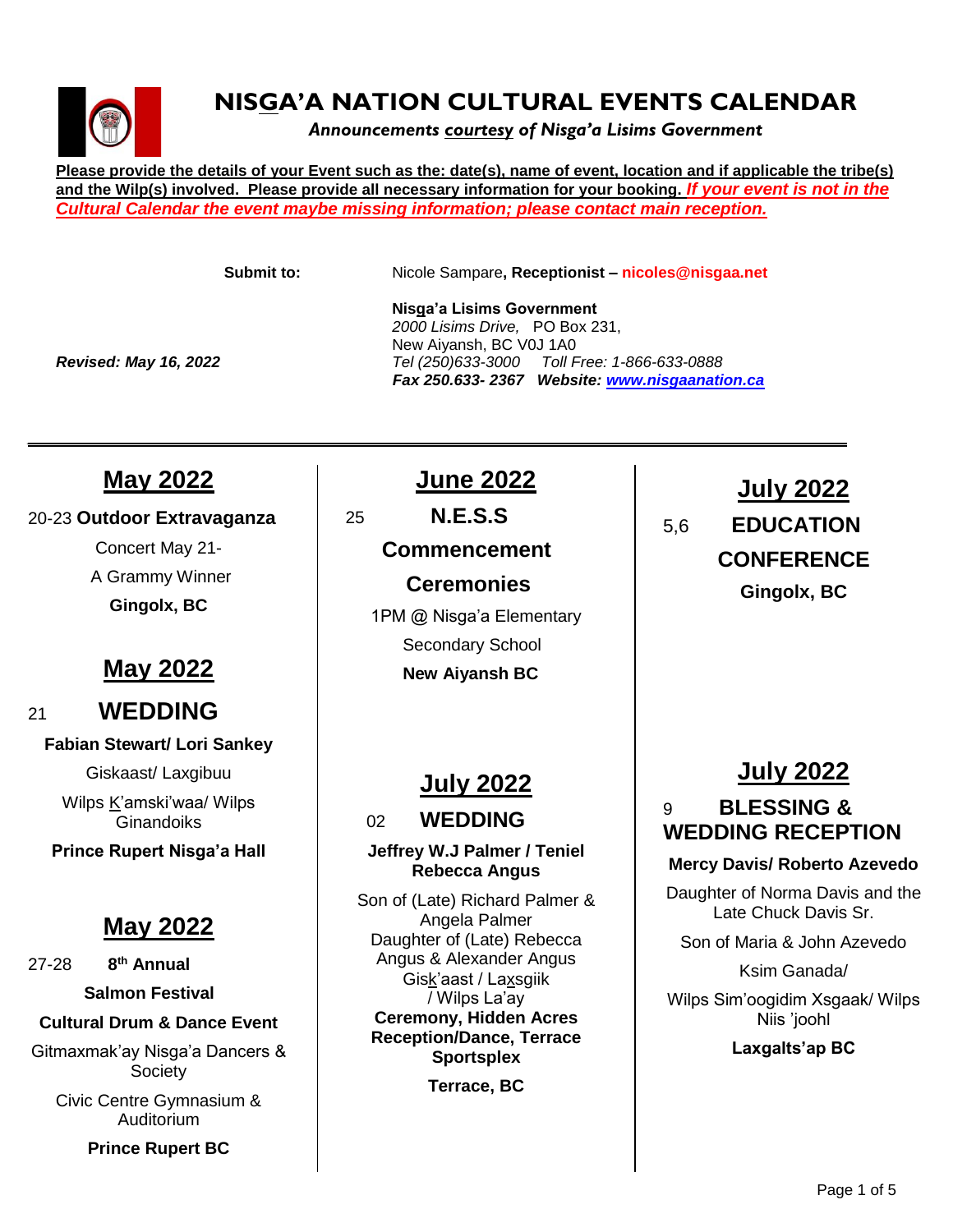# NISGA'A NATION CULTURAL EVENTS CALENDAR

*Announcements courtesy of Nisga'a Lisims Government*

**Please provide the details of your Event such as the: date(s), name of event, location and if applicable the tribe(s) and the Wilp(s) involved. Please provide all necessary information for your booking.** ***If your event is not in the Cultural Calendar the event maybe missing information; please contact main reception.***

**Submit to:** Nicole Sampare**, Receptionist – nicoles@nisgaa.net**

**Nisga'a Lisims Government**
*2000 Lisims Drive,* PO Box 231,
New Aiyansh, BC V0J 1A0
*Tel (250)633-3000 Toll Free: 1-866-633-0888*
***Fax 250.633- 2367 Website: www.nisgaanation.ca***

***Revised: May 16, 2022***

---

## May 2022

20-23 **Outdoor Extravaganza**

Concert May 21-

A Grammy Winner

**Gingolx, BC**

## May 2022

21 **WEDDING**

**Fabian Stewart/ Lori Sankey**

Giskaast/ Laxgibuu

Wilps K'amski'waa/ Wilps Ginandoiks

**Prince Rupert Nisga'a Hall**

## May 2022

27-28 **8th Annual**

**Salmon Festival**

**Cultural Drum & Dance Event**

Gitmaxmak'ay Nisga'a Dancers & Society

Civic Centre Gymnasium & Auditorium

**Prince Rupert BC**

## June 2022

25 **N.E.S.S Commencement Ceremonies**

1PM @ Nisga'a Elementary Secondary School

**New Aiyansh BC**

## July 2022

02 **WEDDING**

**Jeffrey W.J Palmer / Teniel Rebecca Angus**

Son of (Late) Richard Palmer & Angela Palmer

Daughter of (Late) Rebecca Angus & Alexander Angus

Gisk'aast / Laxsgiik / Wilps La'ay

**Ceremony, Hidden Acres Reception/Dance, Terrace Sportsplex**

**Terrace, BC**

## July 2022

5,6 **EDUCATION CONFERENCE**

**Gingolx, BC**

## July 2022

9 **BLESSING & WEDDING RECEPTION**

**Mercy Davis/ Roberto Azevedo**

Daughter of Norma Davis and the Late Chuck Davis Sr.

Son of Maria & John Azevedo

Ksim Ganada/

Wilps Sim'oogidim Xsgaak/ Wilps Niis 'joohl

**Laxgalts'ap BC**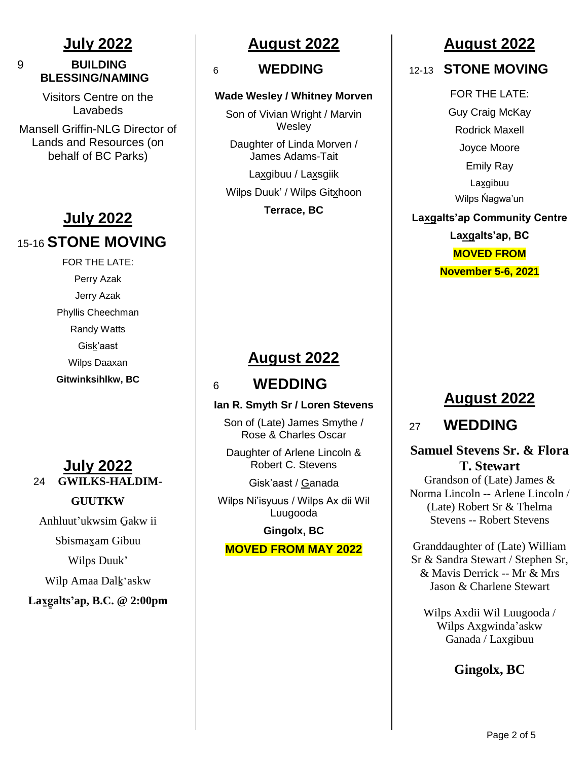## July 2022

9 **BUILDING BLESSING/NAMING**

Visitors Centre on the Lavabeds

Mansell Griffin-NLG Director of Lands and Resources (on behalf of BC Parks)

## July 2022

15-16 **STONE MOVING**

FOR THE LATE:

Perry Azak

Jerry Azak

Phyllis Cheechman

Randy Watts

Gisk̲'aast

Wilps Daaxan

**Gitwinksihlkw, BC**

## July 2022

24 **GWILKS-HALDIM-GUUTKW**

Anhluut'ukwsim G̲akw ii

Sbismax̲am Gibuu

Wilps Duuk'

Wilp Amaa Dalk̲'askw

**Lax̲g̲alts'ap, B.C. @ 2:00pm**

## August 2022

6 **WEDDING**

**Wade Wesley / Whitney Morven**

Son of Vivian Wright / Marvin Wesley

Daughter of Linda Morven / James Adams-Tait

Lax̲gibuu / Lax̲sgiik

Wilps Duuk' / Wilps Gitx̲hoon

**Terrace, BC**

## August 2022

6 **WEDDING**

**Ian R. Smyth Sr / Loren Stevens**

Son of (Late) James Smythe / Rose & Charles Oscar

Daughter of Arlene Lincoln & Robert C. Stevens

Gisk'aast / G̲anada

Wilps Ni'isyuus / Wilps Ax dii Wil Luugooda

**Gingolx, BC**

**MOVED FROM MAY 2022**

## August 2022

12-13 **STONE MOVING**

FOR THE LATE:

Guy Craig McKay

Rodrick Maxell

Joyce Moore

Emily Ray

Lax̲gibuu

Wilps Ńagwa'un

**Lax̲g̲alts'ap Community Centre**

**Lax̲g̲alts'ap, BC**

**MOVED FROM**

**November 5-6, 2021**

## August 2022

27 **WEDDING**

**Samuel Stevens Sr. & Flora T. Stewart**

Grandson of (Late) James & Norma Lincoln -- Arlene Lincoln / (Late) Robert Sr & Thelma Stevens -- Robert Stevens

Granddaughter of (Late) William Sr & Sandra Stewart / Stephen Sr, & Mavis Derrick -- Mr & Mrs Jason & Charlene Stewart

Wilps Axdii Wil Luugooda / Wilps Axgwinda'askw Ganada / Laxgibuu

**Gingolx, BC**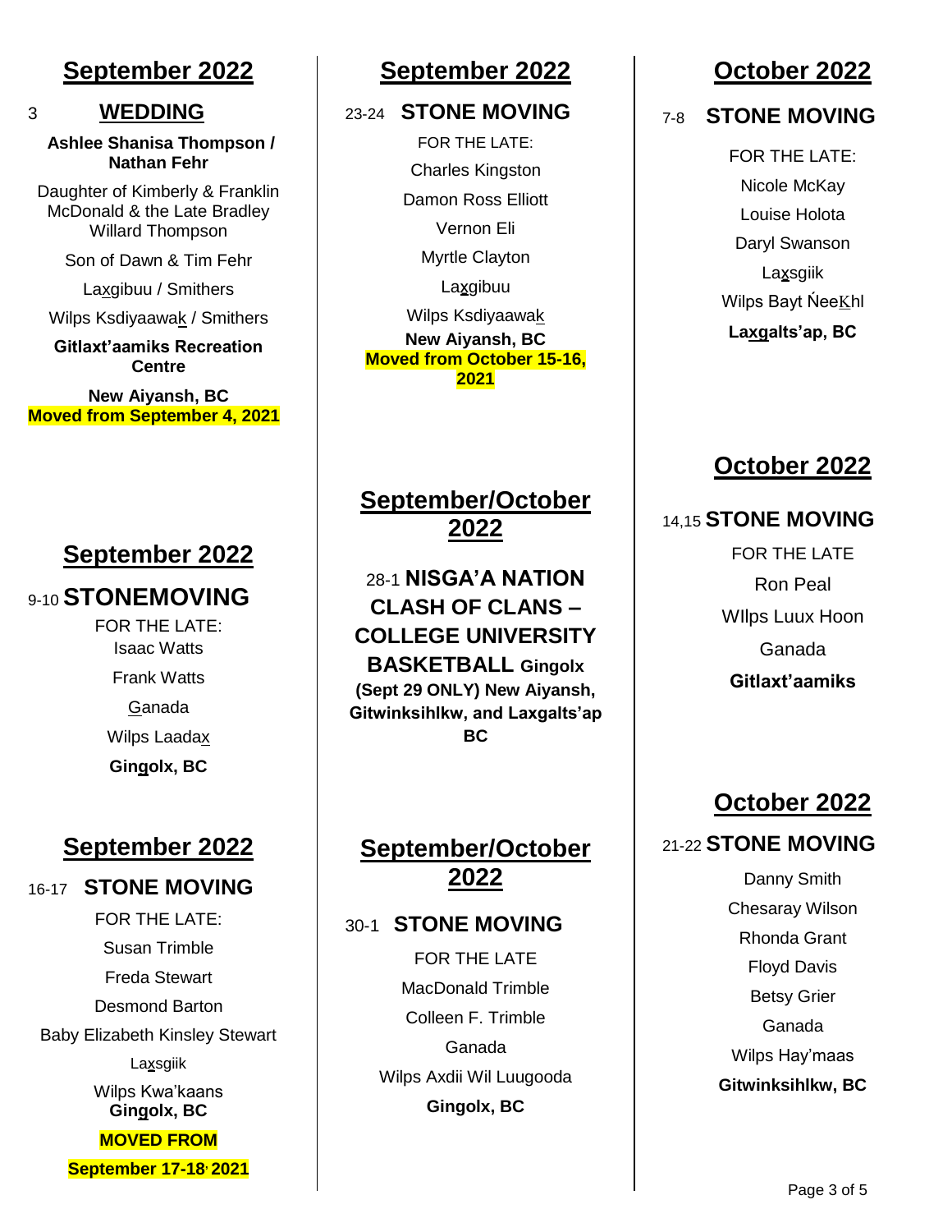## September 2022

3 **WEDDING**

**Ashlee Shanisa Thompson / Nathan Fehr**

Daughter of Kimberly & Franklin McDonald & the Late Bradley Willard Thompson

Son of Dawn & Tim Fehr

Laxgibuu / Smithers

Wilps Ksdiyaawak / Smithers

**Gitlaxt'aamiks Recreation Centre**

**New Aiyansh, BC**

**Moved from September 4, 2021**

## September 2022

9-10 **STONEMOVING**

FOR THE LATE:

Isaac Watts

Frank Watts

Ganada

Wilps Laadax

**Gingolx, BC**

## September 2022

16-17 **STONE MOVING**

FOR THE LATE:

Susan Trimble

Freda Stewart

Desmond Barton

Baby Elizabeth Kinsley Stewart

Laxsgiik

Wilps Kwa'kaans

**Gingolx, BC**

**MOVED FROM**

**September 17-18, 2021**

## September 2022

23-24 **STONE MOVING**

FOR THE LATE:

Charles Kingston

Damon Ross Elliott

Vernon Eli

Myrtle Clayton

Laxgibuu

Wilps Ksdiyaawak

**New Aiyansh, BC**

**Moved from October 15-16, 2021**

## September/October 2022

28-1 **NISGA'A NATION CLASH OF CLANS – COLLEGE UNIVERSITY BASKETBALL Gingolx (Sept 29 ONLY) New Aiyansh, Gitwinksihlkw, and Laxgalts'ap BC**

## September/October 2022

30-1 **STONE MOVING**

FOR THE LATE

MacDonald Trimble

Colleen F. Trimble

Ganada

Wilps Axdii Wil Luugooda

**Gingolx, BC**

## October 2022

7-8 **STONE MOVING**

FOR THE LATE:

Nicole McKay

Louise Holota

Daryl Swanson

Laxsgiik

Wilps Bayt Ńeeḵhl

**Laxgalts'ap, BC**

## October 2022

14,15 **STONE MOVING**

FOR THE LATE

Ron Peal

WIlps Luux Hoon

Ganada

**Gitlaxt'aamiks**

## October 2022

21-22 **STONE MOVING**

Danny Smith

Chesaray Wilson

Rhonda Grant

Floyd Davis

Betsy Grier

Ganada

Wilps Hay'maas

**Gitwinksihlkw, BC**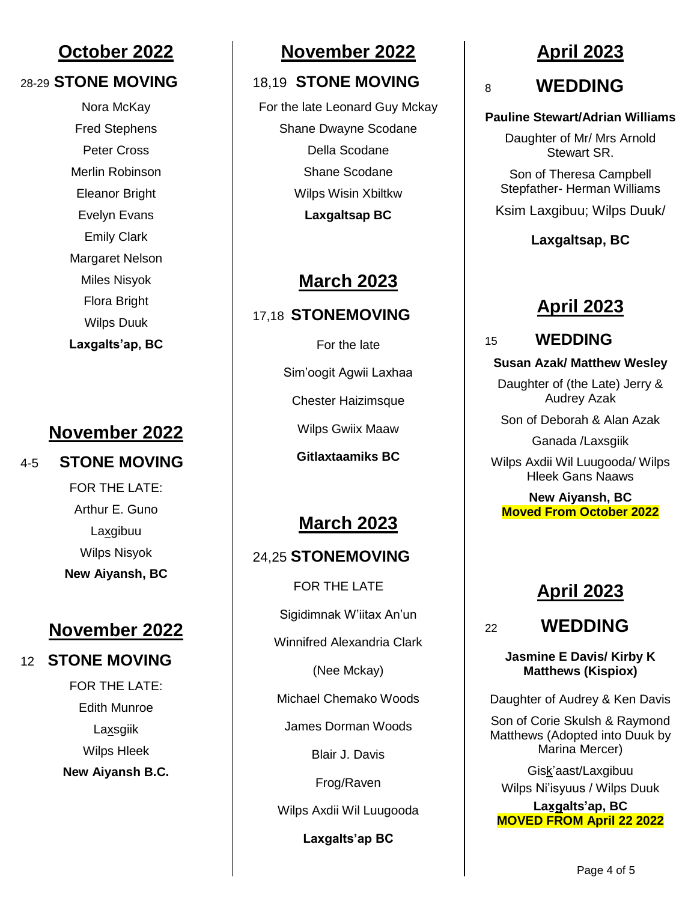## October 2022

28-29 **STONE MOVING**

Nora McKay
Fred Stephens
Peter Cross
Merlin Robinson
Eleanor Bright
Evelyn Evans
Emily Clark
Margaret Nelson
Miles Nisyok
Flora Bright
Wilps Duuk
**Laxgalts'ap, BC**

## November 2022

4-5 **STONE MOVING**

FOR THE LATE:
Arthur E. Guno
Laxgibuu
Wilps Nisyok
**New Aiyansh, BC**

## November 2022

12 **STONE MOVING**

FOR THE LATE:
Edith Munroe
Laxsgiik
Wilps Hleek
**New Aiyansh B.C.**

## November 2022

18,19 **STONE MOVING**

For the late Leonard Guy Mckay
Shane Dwayne Scodane
Della Scodane
Shane Scodane
Wilps Wisin Xbiltkw
**Laxgaltsap BC**

## March 2023

17,18 **STONEMOVING**

For the late
Sim'oogit Agwii Laxhaa
Chester Haizimsque
Wilps Gwiix Maaw
**Gitlaxtaamiks BC**

## March 2023

24,25 **STONEMOVING**

FOR THE LATE
Sigidimnak W'iitax An'un
Winnifred Alexandria Clark
(Nee Mckay)
Michael Chemako Woods
James Dorman Woods
Blair J. Davis
Frog/Raven
Wilps Axdii Wil Luugooda
**Laxgalts'ap BC**

## April 2023

8 **WEDDING**

**Pauline Stewart/Adrian Williams**

Daughter of Mr/ Mrs Arnold Stewart SR.

Son of Theresa Campbell Stepfather- Herman Williams

Ksim Laxgibuu; Wilps Duuk/

**Laxgaltsap, BC**

## April 2023

15 **WEDDING**

**Susan Azak/ Matthew Wesley**

Daughter of (the Late) Jerry & Audrey Azak

Son of Deborah & Alan Azak

Ganada /Laxsgiik

Wilps Axdii Wil Luugooda/ Wilps Hleek Gans Naaws

**New Aiyansh, BC**
**Moved From October 2022**

## April 2023

22 **WEDDING**

**Jasmine E Davis/ Kirby K Matthews (Kispiox)**

Daughter of Audrey & Ken Davis

Son of Corie Skulsh & Raymond Matthews (Adopted into Duuk by Marina Mercer)

Gisk'aast/Laxgibuu
Wilps Ni'isyuus / Wilps Duuk
**Laxgalts'ap, BC**
**MOVED FROM April 22 2022**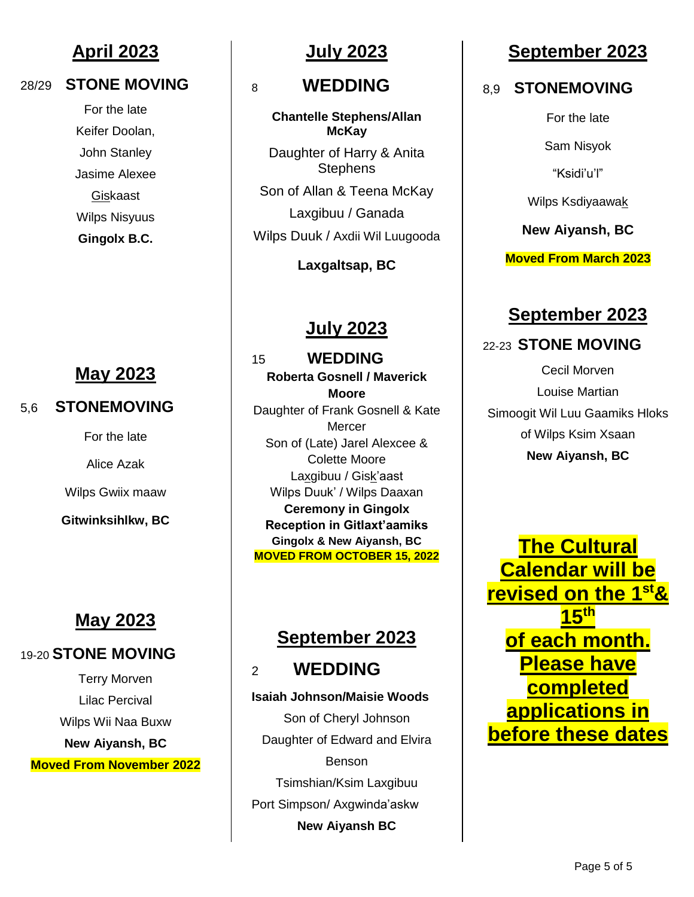## April 2023

28/29 **STONE MOVING**

For the late
Keifer Doolan,
John Stanley
Jasime Alexee
Giskaast
Wilps Nisyuus
**Gingolx B.C.**

## May 2023

5,6 **STONEMOVING**

For the late

Alice Azak

Wilps Gwiix maaw

**Gitwinksihlkw, BC**

## May 2023

19-20 **STONE MOVING**

Terry Morven
Lilac Percival
Wilps Wii Naa Buxw
**New Aiyansh, BC**
**Moved From November 2022**

## July 2023

8 **WEDDING**

**Chantelle Stephens/Allan McKay**
Daughter of Harry & Anita Stephens
Son of Allan & Teena McKay
Laxgibuu / Ganada
Wilps Duuk / Axdii Wil Luugooda

**Laxgaltsap, BC**

## July 2023

15 **WEDDING**
**Roberta Gosnell / Maverick Moore**
Daughter of Frank Gosnell & Kate Mercer
Son of (Late) Jarel Alexcee & Colette Moore
Laxgibuu / Gisk'aast
Wilps Duuk' / Wilps Daaxan
**Ceremony in Gingolx**
**Reception in Gitlaxt'aamiks**
**Gingolx & New Aiyansh, BC**
**MOVED FROM OCTOBER 15, 2022**

## September 2023

2 **WEDDING**

**Isaiah Johnson/Maisie Woods**
Son of Cheryl Johnson
Daughter of Edward and Elvira Benson
Tsimshian/Ksim Laxgibuu
Port Simpson/ Axgwinda'askw
**New Aiyansh BC**

## September 2023

8,9 **STONEMOVING**

For the late

Sam Nisyok

"Ksidi'u'l"

Wilps Ksdiyaawak

**New Aiyansh, BC**

**Moved From March 2023**

## September 2023

22-23 **STONE MOVING**

Cecil Morven
Louise Martian
Simoogit Wil Luu Gaamiks Hloks
of Wilps Ksim Xsaan
**New Aiyansh, BC**

**The Cultural Calendar will be revised on the 1st & 15th of each month. Please have completed applications in before these dates**